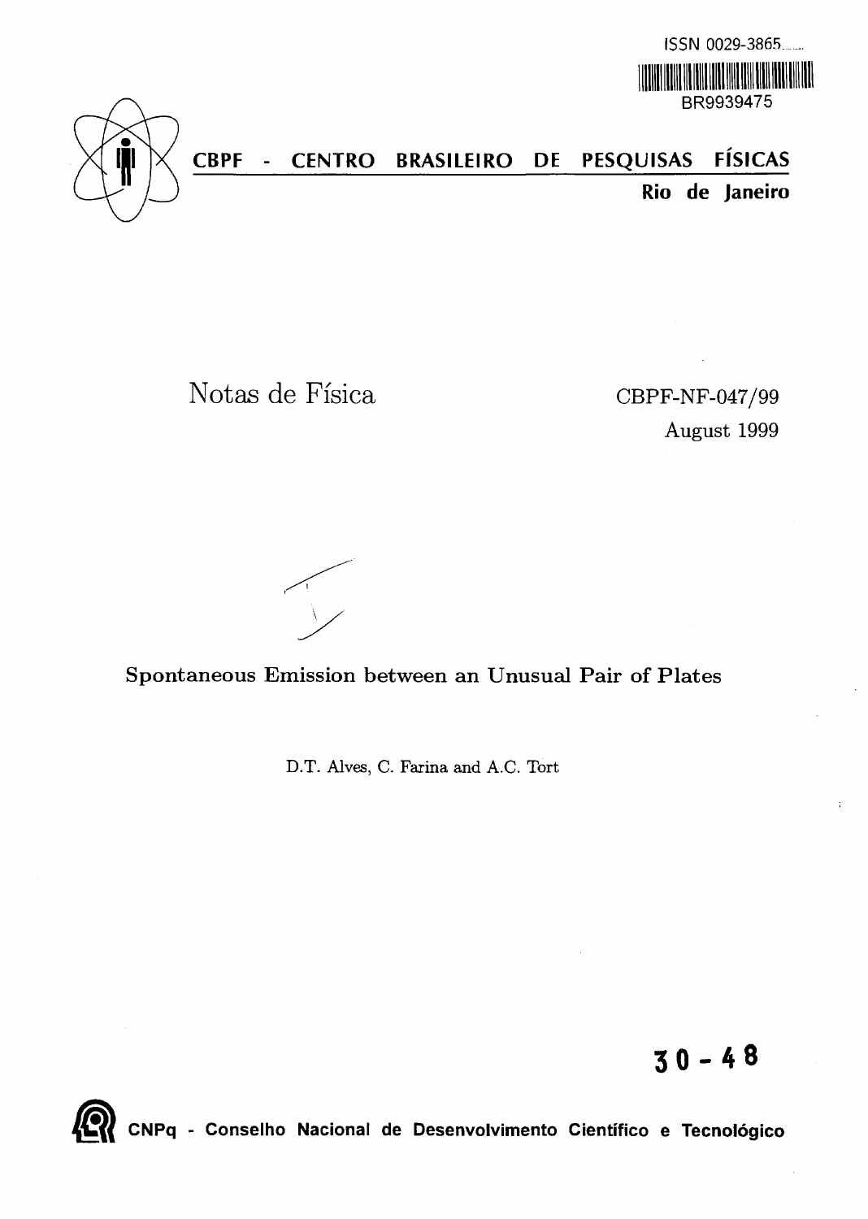ISSN 0029-3865

BR9939475

# CBPF - CENTRO BRASILEIRO DE PESQUISAS FÍSICAS

**Rio de Janeiro**

Notas de Física

CBPF-NF-047/99

August 1999

## Spontaneous Emission between an Unusual Pair of Plates

D.T. Alves, C. Farina and A.C. Tort

**30 - 48**

**CNPq - Conselho Nacional de Desenvolvimento Científico e Tecnológico**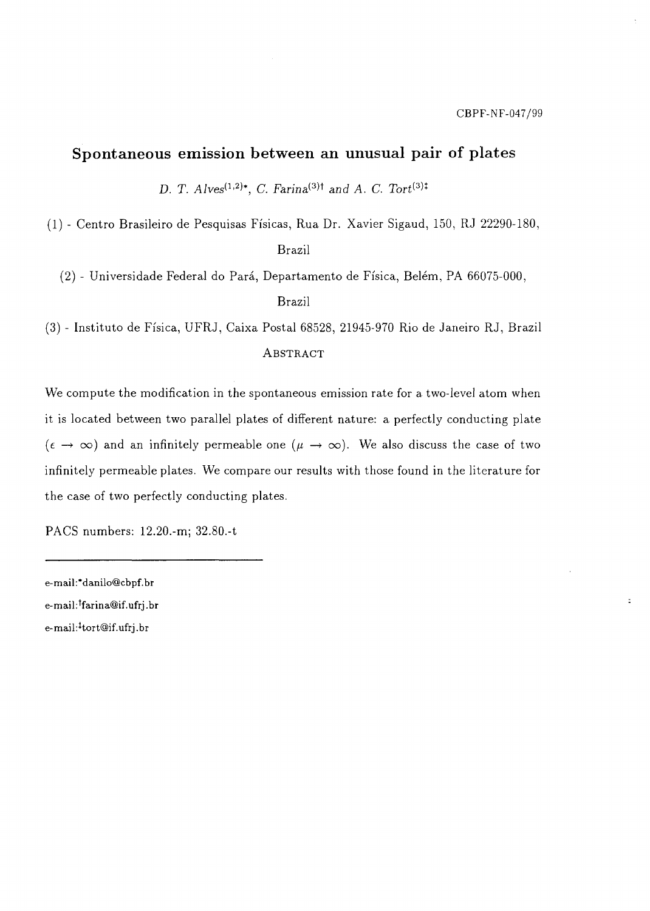CBPF-NF-047/99

# Spontaneous emission between an unusual pair of plates

*D. T. Alves*[(1,2)*], *C. Farina*[(3)†] *and A. C. Tort*[(3)‡]

(1) - Centro Brasileiro de Pesquisas Físicas, Rua Dr. Xavier Sigaud, 150, RJ 22290-180, Brazil

(2) - Universidade Federal do Pará, Departamento de Física, Belém, PA 66075-000, Brazil

(3) - Instituto de Física, UFRJ, Caixa Postal 68528, 21945-970 Rio de Janeiro RJ, Brazil

## Abstract

We compute the modification in the spontaneous emission rate for a two-level atom when it is located between two parallel plates of different nature: a perfectly conducting plate ($\epsilon \to \infty$) and an infinitely permeable one ($\mu \to \infty$). We also discuss the case of two infinitely permeable plates. We compare our results with those found in the literature for the case of two perfectly conducting plates.

PACS numbers: 12.20.-m; 32.80.-t

---

e-mail:*danilo@cbpf.br

e-mail:†farina@if.ufrj.br

e-mail:‡tort@if.ufrj.br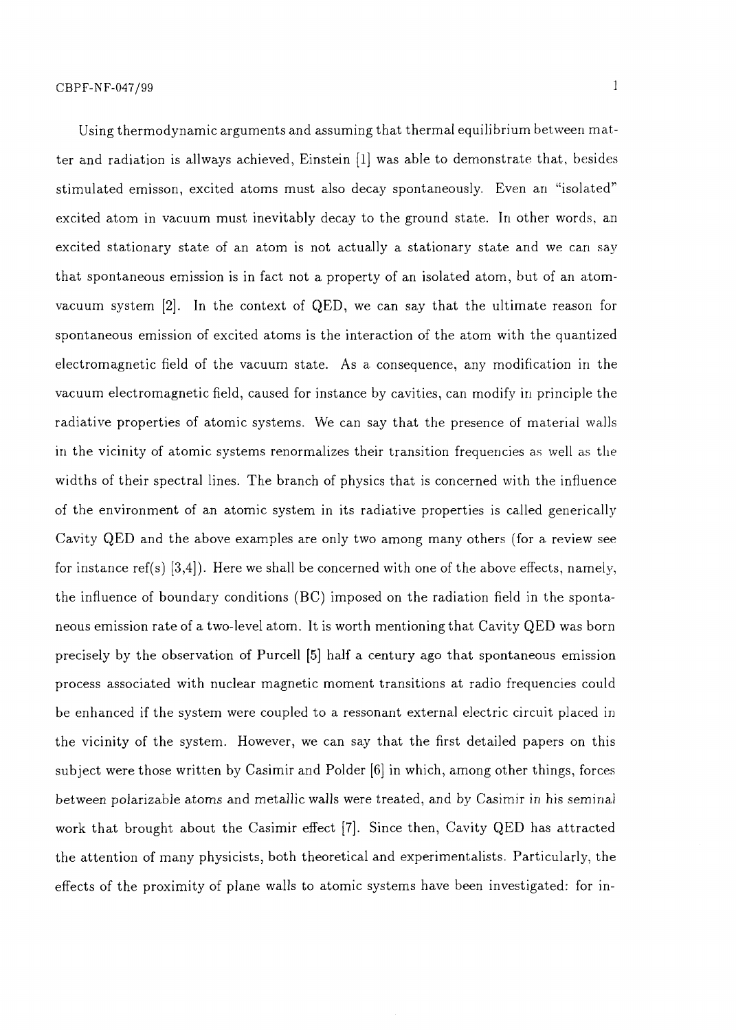Using thermodynamic arguments and assuming that thermal equilibrium between matter and radiation is allways achieved, Einstein [1] was able to demonstrate that, besides stimulated emisson, excited atoms must also decay spontaneously. Even an "isolated" excited atom in vacuum must inevitably decay to the ground state. In other words, an excited stationary state of an atom is not actually a stationary state and we can say that spontaneous emission is in fact not a property of an isolated atom, but of an atom-vacuum system [2]. In the context of QED, we can say that the ultimate reason for spontaneous emission of excited atoms is the interaction of the atom with the quantized electromagnetic field of the vacuum state. As a consequence, any modification in the vacuum electromagnetic field, caused for instance by cavities, can modify in principle the radiative properties of atomic systems. We can say that the presence of material walls in the vicinity of atomic systems renormalizes their transition frequencies as well as the widths of their spectral lines. The branch of physics that is concerned with the influence of the environment of an atomic system in its radiative properties is called generically Cavity QED and the above examples are only two among many others (for a review see for instance ref(s) [3,4]). Here we shall be concerned with one of the above effects, namely, the influence of boundary conditions (BC) imposed on the radiation field in the spontaneous emission rate of a two-level atom. It is worth mentioning that Cavity QED was born precisely by the observation of Purcell [5] half a century ago that spontaneous emission process associated with nuclear magnetic moment transitions at radio frequencies could be enhanced if the system were coupled to a ressonant external electric circuit placed in the vicinity of the system. However, we can say that the first detailed papers on this subject were those written by Casimir and Polder [6] in which, among other things, forces between polarizable atoms and metallic walls were treated, and by Casimir in his seminal work that brought about the Casimir effect [7]. Since then, Cavity QED has attracted the attention of many physicists, both theoretical and experimentalists. Particularly, the effects of the proximity of plane walls to atomic systems have been investigated: for in-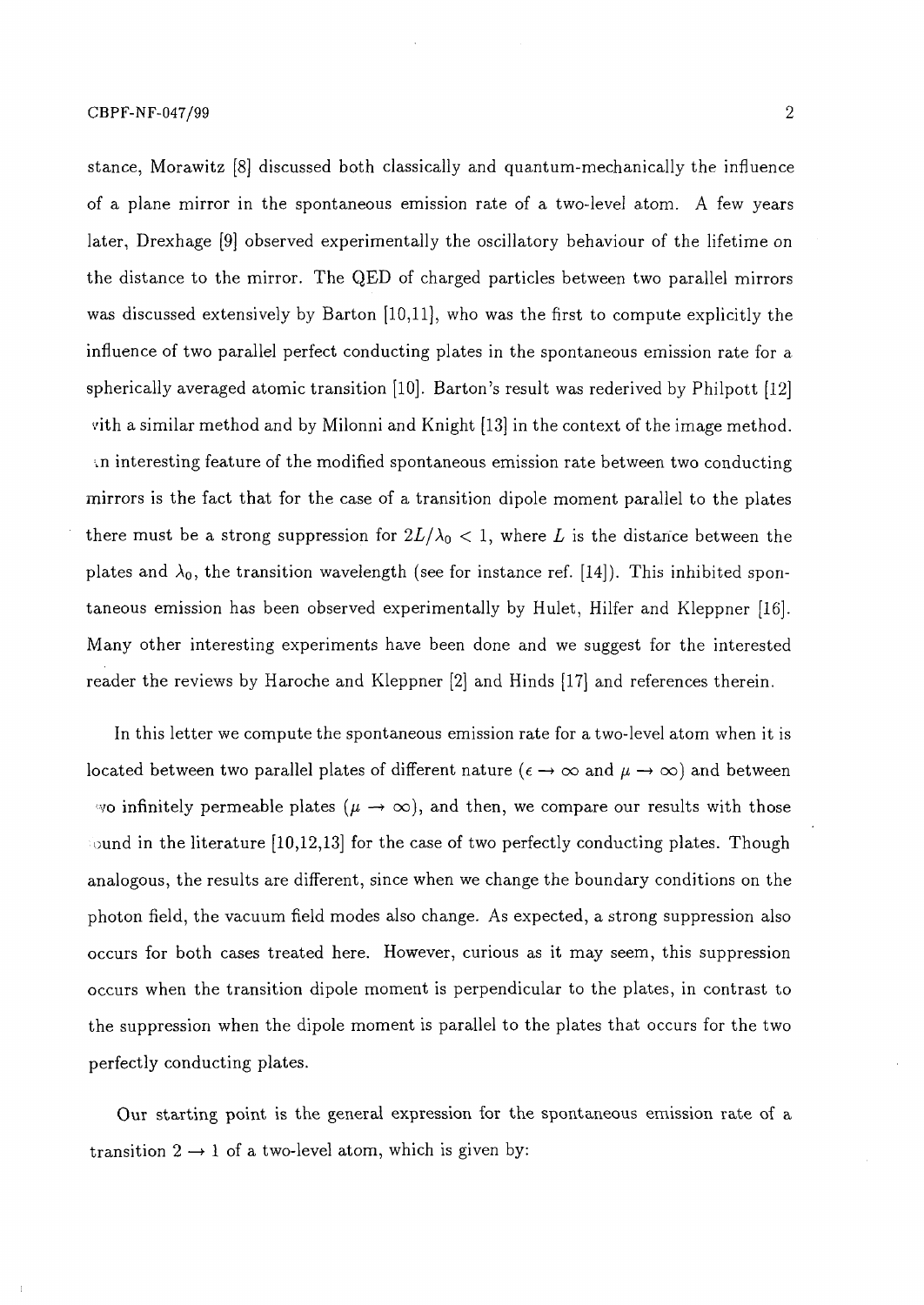stance, Morawitz [8] discussed both classically and quantum-mechanically the influence of a plane mirror in the spontaneous emission rate of a two-level atom. A few years later, Drexhage [9] observed experimentally the oscillatory behaviour of the lifetime on the distance to the mirror. The QED of charged particles between two parallel mirrors was discussed extensively by Barton [10,11], who was the first to compute explicitly the influence of two parallel perfect conducting plates in the spontaneous emission rate for a spherically averaged atomic transition [10]. Barton's result was rederived by Philpott [12] with a similar method and by Milonni and Knight [13] in the context of the image method. An interesting feature of the modified spontaneous emission rate between two conducting mirrors is the fact that for the case of a transition dipole moment parallel to the plates there must be a strong suppression for $2L/\lambda_0 < 1$, where $L$ is the distance between the plates and $\lambda_0$, the transition wavelength (see for instance ref. [14]). This inhibited spontaneous emission has been observed experimentally by Hulet, Hilfer and Kleppner [16]. Many other interesting experiments have been done and we suggest for the interested reader the reviews by Haroche and Kleppner [2] and Hinds [17] and references therein.

In this letter we compute the spontaneous emission rate for a two-level atom when it is located between two parallel plates of different nature ($\epsilon \to \infty$ and $\mu \to \infty$) and between two infinitely permeable plates ($\mu \to \infty$), and then, we compare our results with those found in the literature [10,12,13] for the case of two perfectly conducting plates. Though analogous, the results are different, since when we change the boundary conditions on the photon field, the vacuum field modes also change. As expected, a strong suppression also occurs for both cases treated here. However, curious as it may seem, this suppression occurs when the transition dipole moment is perpendicular to the plates, in contrast to the suppression when the dipole moment is parallel to the plates that occurs for the two perfectly conducting plates.

Our starting point is the general expression for the spontaneous emission rate of a transition $2 \to 1$ of a two-level atom, which is given by: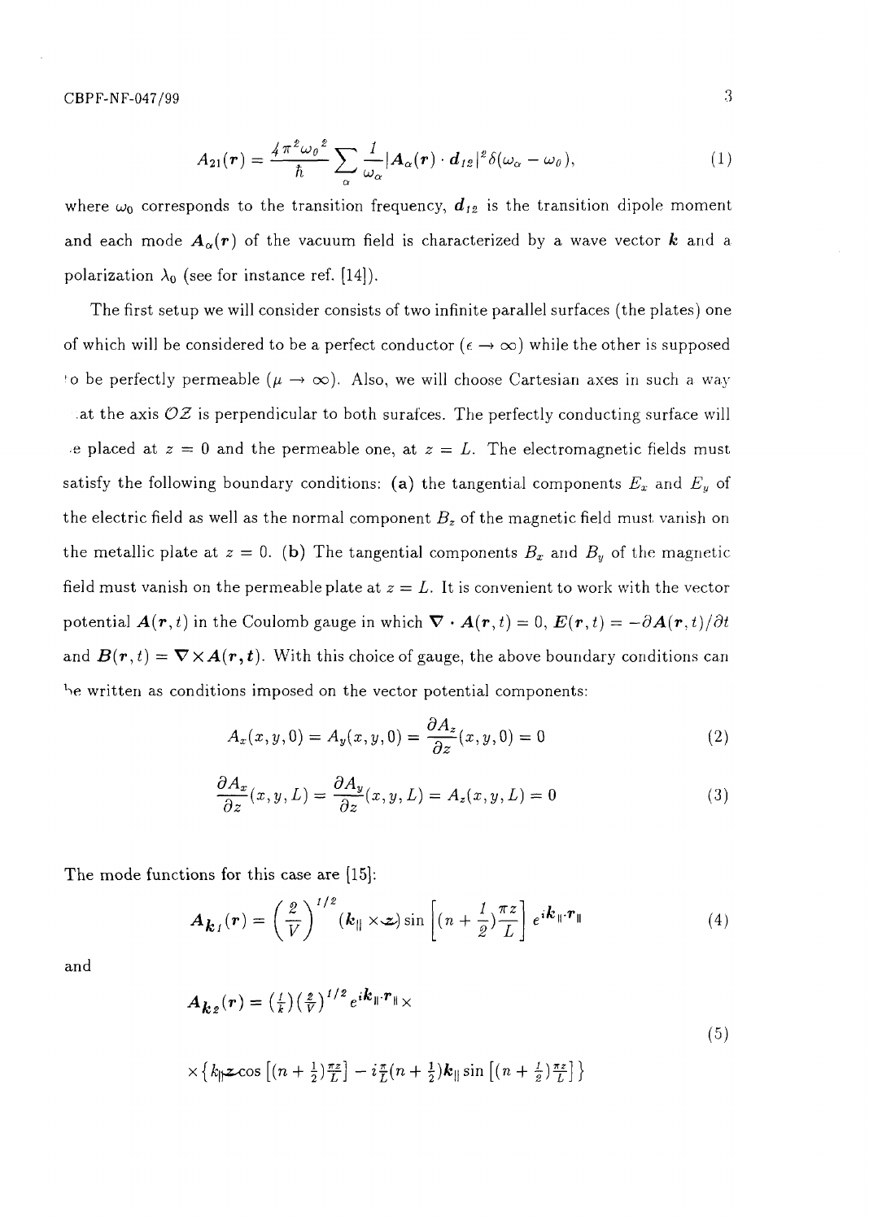$$A_{21}(\boldsymbol{r}) = \frac{4\pi^2\omega_0{}^2}{\hbar}\sum_\alpha \frac{1}{\omega_\alpha}|\boldsymbol{A}_\alpha(\boldsymbol{r})\cdot \boldsymbol{d}_{12}|^2\delta(\omega_\alpha - \omega_0), \tag{1}$$

where $\omega_0$ corresponds to the transition frequency, $\boldsymbol{d}_{12}$ is the transition dipole moment and each mode $\boldsymbol{A}_\alpha(\boldsymbol{r})$ of the vacuum field is characterized by a wave vector $\boldsymbol{k}$ and a polarization $\lambda_0$ (see for instance ref. [14]).

The first setup we will consider consists of two infinite parallel surfaces (the plates) one of which will be considered to be a perfect conductor ($\epsilon \to \infty$) while the other is supposed to be perfectly permeable ($\mu \to \infty$). Also, we will choose Cartesian axes in such a way that the axis $OZ$ is perpendicular to both surafces. The perfectly conducting surface will be placed at $z = 0$ and the permeable one, at $z = L$. The electromagnetic fields must satisfy the following boundary conditions: **(a)** the tangential components $E_x$ and $E_y$ of the electric field as well as the normal component $B_z$ of the magnetic field must vanish on the metallic plate at $z = 0$. **(b)** The tangential components $B_x$ and $B_y$ of the magnetic field must vanish on the permeable plate at $z = L$. It is convenient to work with the vector potential $\boldsymbol{A}(\boldsymbol{r}, t)$ in the Coulomb gauge in which $\boldsymbol{\nabla}\cdot\boldsymbol{A}(\boldsymbol{r}, t) = 0$, $\boldsymbol{E}(\boldsymbol{r}, t) = -\partial \boldsymbol{A}(\boldsymbol{r}, t)/\partial t$ and $\boldsymbol{B}(\boldsymbol{r}, t) = \boldsymbol{\nabla}\times\boldsymbol{A}(\boldsymbol{r}, t)$. With this choice of gauge, the above boundary conditions can be written as conditions imposed on the vector potential components:

$$A_x(x, y, 0) = A_y(x, y, 0) = \frac{\partial A_z}{\partial z}(x, y, 0) = 0 \tag{2}$$

$$\frac{\partial A_x}{\partial z}(x, y, L) = \frac{\partial A_y}{\partial z}(x, y, L) = A_z(x, y, L) = 0 \tag{3}$$

The mode functions for this case are [15]:

$$\boldsymbol{A}_{\boldsymbol{k}1}(\boldsymbol{r}) = \left(\frac{2}{V}\right)^{1/2}(\boldsymbol{k}_\parallel \times \hat{\boldsymbol{z}})\sin\left[(n+\frac{1}{2})\frac{\pi z}{L}\right]e^{i\boldsymbol{k}_\parallel\cdot\boldsymbol{r}_\parallel} \tag{4}$$

and

$$\boldsymbol{A}_{\boldsymbol{k}2}(\boldsymbol{r}) = (\tfrac{1}{k})(\tfrac{2}{V})^{1/2}e^{i\boldsymbol{k}_\parallel\cdot\boldsymbol{r}_\parallel}\times$$
$$\times\left\{k_\parallel\hat{\boldsymbol{z}}\cos\left[(n+\tfrac{1}{2})\tfrac{\pi z}{L}\right] - i\tfrac{\pi}{L}(n+\tfrac{1}{2})\boldsymbol{k}_\parallel\sin\left[(n+\tfrac{1}{2})\tfrac{\pi z}{L}\right]\right\} \tag{5}$$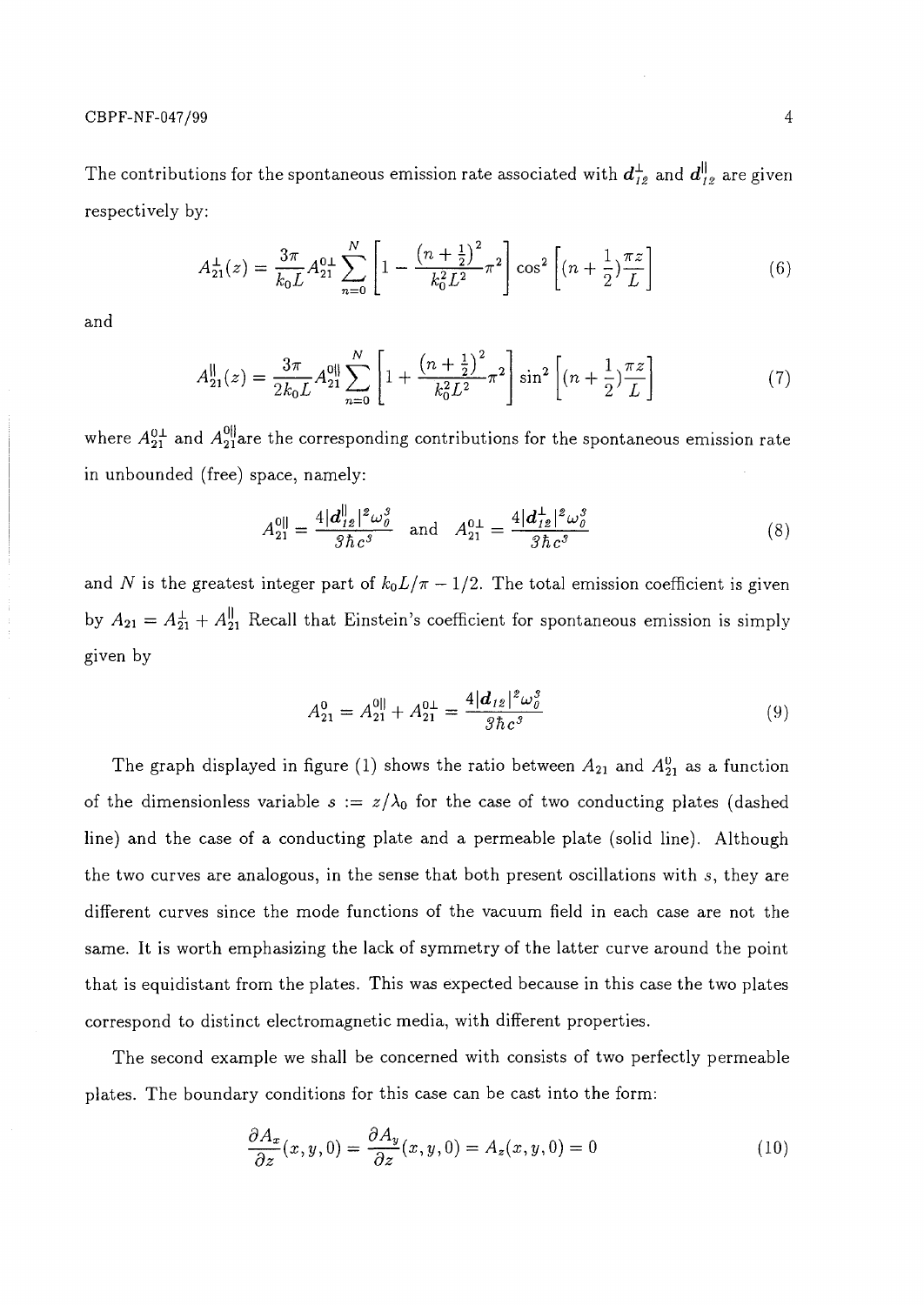The contributions for the spontaneous emission rate associated with $\boldsymbol{d}_{12}^{\perp}$ and $\boldsymbol{d}_{12}^{\|}$ are given respectively by:

$$
A_{21}^{\perp}(z) = \frac{3\pi}{k_0 L} A_{21}^{0\perp} \sum_{n=0}^{N} \left[ 1 - \frac{\left(n+\frac{1}{2}\right)^2}{k_0^2 L^2} \pi^2 \right] \cos^2 \left[ (n + \frac{1}{2}) \frac{\pi z}{L} \right] \tag{6}
$$

and

$$
A_{21}^{\|}(z) = \frac{3\pi}{2 k_0 L} A_{21}^{0\|} \sum_{n=0}^{N} \left[ 1 + \frac{\left(n+\frac{1}{2}\right)^2}{k_0^2 L^2} \pi^2 \right] \sin^2 \left[ (n + \frac{1}{2}) \frac{\pi z}{L} \right] \tag{7}
$$

where $A_{21}^{0\perp}$ and $A_{21}^{0\|}$are the corresponding contributions for the spontaneous emission rate in unbounded (free) space, namely:

$$
A_{21}^{0\|} = \frac{4 |\boldsymbol{d}_{12}^{\|}|^2 \omega_0^3}{3 \hbar c^3} \quad \text{and} \quad A_{21}^{0\perp} = \frac{4 |\boldsymbol{d}_{12}^{\perp}|^2 \omega_0^3}{3 \hbar c^3} \tag{8}
$$

and $N$ is the greatest integer part of $k_0 L / \pi - 1/2$. The total emission coefficient is given by $A_{21} = A_{21}^{\perp} + A_{21}^{\|}$ Recall that Einstein's coefficient for spontaneous emission is simply given by

$$
A_{21}^{0} = A_{21}^{0\|} + A_{21}^{0\perp} = \frac{4 |\boldsymbol{d}_{12}|^2 \omega_0^3}{3 \hbar c^3} \tag{9}
$$

The graph displayed in figure (1) shows the ratio between $A_{21}$ and $A_{21}^{0}$ as a function of the dimensionless variable $s := z/\lambda_0$ for the case of two conducting plates (dashed line) and the case of a conducting plate and a permeable plate (solid line). Although the two curves are analogous, in the sense that both present oscillations with $s$, they are different curves since the mode functions of the vacuum field in each case are not the same. It is worth emphasizing the lack of symmetry of the latter curve around the point that is equidistant from the plates. This was expected because in this case the two plates correspond to distinct electromagnetic media, with different properties.

The second example we shall be concerned with consists of two perfectly permeable plates. The boundary conditions for this case can be cast into the form:

$$
\frac{\partial A_x}{\partial z}(x, y, 0) = \frac{\partial A_y}{\partial z}(x, y, 0) = A_z(x, y, 0) = 0 \tag{10}
$$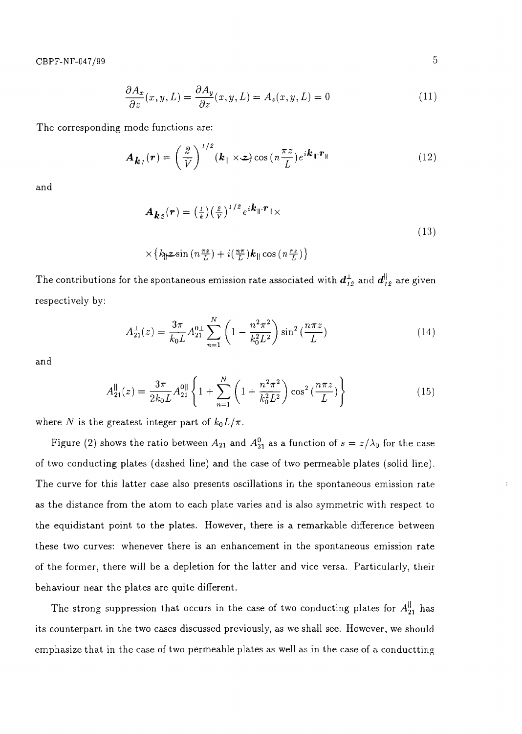$$\frac{\partial A_x}{\partial z}(x,y,L) = \frac{\partial A_y}{\partial z}(x,y,L) = A_z(x,y,L) = 0 \tag{11}$$

The corresponding mode functions are:

$$\boldsymbol{A}_{\boldsymbol{k}_1}(\boldsymbol{r}) = \left(\frac{2}{V}\right)^{1/2} (\boldsymbol{k}_\parallel \times \hat{\boldsymbol{z}}) \cos(n\frac{\pi z}{L}) e^{i\boldsymbol{k}_\parallel \cdot \boldsymbol{r}_\parallel} \tag{12}$$

and

$$\boldsymbol{A}_{\boldsymbol{k}_2}(\boldsymbol{r}) = (\tfrac{1}{k})(\tfrac{2}{V})^{1/2} e^{i\boldsymbol{k}_\parallel \cdot \boldsymbol{r}_\parallel} \times \\ \times \left\{ k_\parallel \hat{\boldsymbol{z}} \sin(n\tfrac{\pi z}{L}) + i(\tfrac{n\pi}{L}) \boldsymbol{k}_\parallel \cos(n\tfrac{\pi z}{L}) \right\} \tag{13}$$

The contributions for the spontaneous emission rate associated with $\boldsymbol{d}_{12}^{\perp}$ and $\boldsymbol{d}_{12}^{\parallel}$ are given respectively by:

$$A_{21}^{\perp}(z) = \frac{3\pi}{k_0 L} A_{21}^{0\perp} \sum_{n=1}^{N} \left(1 - \frac{n^2\pi^2}{k_0^2 L^2}\right) \sin^2(\frac{n\pi z}{L}) \tag{14}$$

and

$$A_{21}^{\parallel}(z) = \frac{3\pi}{2k_0 L} A_{21}^{0\parallel} \left\{ 1 + \sum_{n=1}^{N} \left(1 + \frac{n^2\pi^2}{k_0^2 L^2}\right) \cos^2(\frac{n\pi z}{L}) \right\} \tag{15}$$

where $N$ is the greatest integer part of $k_0 L/\pi$.

Figure (2) shows the ratio between $A_{21}$ and $A_{21}^0$ as a function of $s = z/\lambda_0$ for the case of two conducting plates (dashed line) and the case of two permeable plates (solid line). The curve for this latter case also presents oscillations in the spontaneous emission rate as the distance from the atom to each plate varies and is also symmetric with respect to the equidistant point to the plates. However, there is a remarkable difference between these two curves: whenever there is an enhancement in the spontaneous emission rate of the former, there will be a depletion for the latter and vice versa. Particularly, their behaviour near the plates are quite different.

The strong suppression that occurs in the case of two conducting plates for $A_{21}^{\parallel}$ has its counterpart in the two cases discussed previously, as we shall see. However, we should emphasize that in the case of two permeable plates as well as in the case of a conductting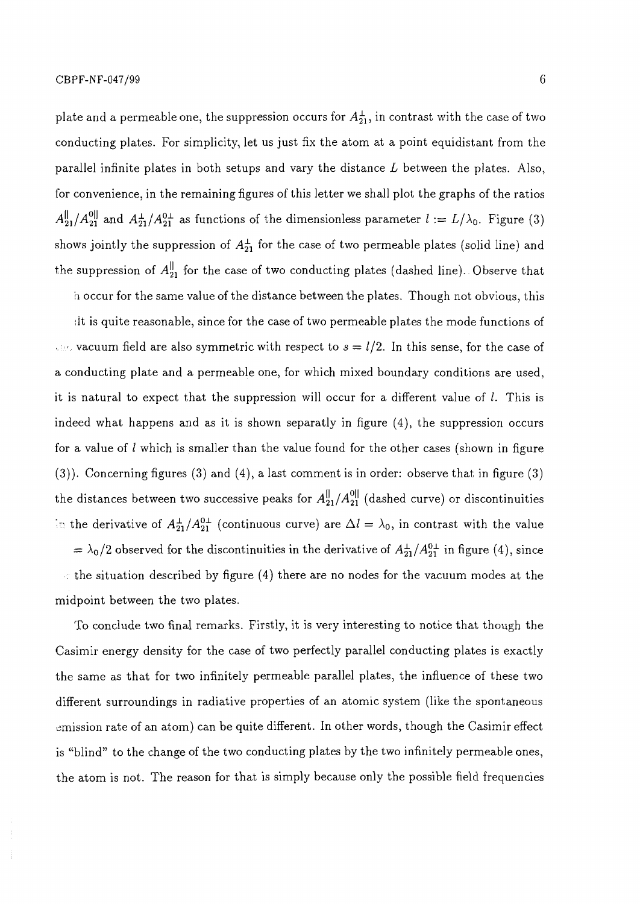plate and a permeable one, the suppression occurs for $A_{21}^{\perp}$, in contrast with the case of two conducting plates. For simplicity, let us just fix the atom at a point equidistant from the parallel infinite plates in both setups and vary the distance $L$ between the plates. Also, for convenience, in the remaining figures of this letter we shall plot the graphs of the ratios $A_{21}^{\|}/A_{21}^{0\|}$ and $A_{21}^{\perp}/A_{21}^{0\perp}$ as functions of the dimensionless parameter $l := L/\lambda_0$. Figure (3) shows jointly the suppression of $A_{21}^{\perp}$ for the case of two permeable plates (solid line) and the suppression of $A_{21}^{\|}$ for the case of two conducting plates (dashed line). Observe that h occur for the same value of the distance between the plates. Though not obvious, this it is quite reasonable, since for the case of two permeable plates the mode functions of the vacuum field are also symmetric with respect to $s = l/2$. In this sense, for the case of a conducting plate and a permeable one, for which mixed boundary conditions are used, it is natural to expect that the suppression will occur for a different value of $l$. This is indeed what happens and as it is shown separatly in figure (4), the suppression occurs for a value of $l$ which is smaller than the value found for the other cases (shown in figure (3)). Concerning figures (3) and (4), a last comment is in order: observe that in figure (3) the distances between two successive peaks for $A_{21}^{\|}/A_{21}^{0\|}$ (dashed curve) or discontinuities in the derivative of $A_{21}^{\perp}/A_{21}^{0\perp}$ (continuous curve) are $\Delta l = \lambda_0$, in contrast with the value $= \lambda_0/2$ observed for the discontinuities in the derivative of $A_{21}^{\perp}/A_{21}^{0\perp}$ in figure (4), since the situation described by figure (4) there are no nodes for the vacuum modes at the midpoint between the two plates.

To conclude two final remarks. Firstly, it is very interesting to notice that though the Casimir energy density for the case of two perfectly parallel conducting plates is exactly the same as that for two infinitely permeable parallel plates, the influence of these two different surroundings in radiative properties of an atomic system (like the spontaneous emission rate of an atom) can be quite different. In other words, though the Casimir effect is "blind" to the change of the two conducting plates by the two infinitely permeable ones, the atom is not. The reason for that is simply because only the possible field frequencies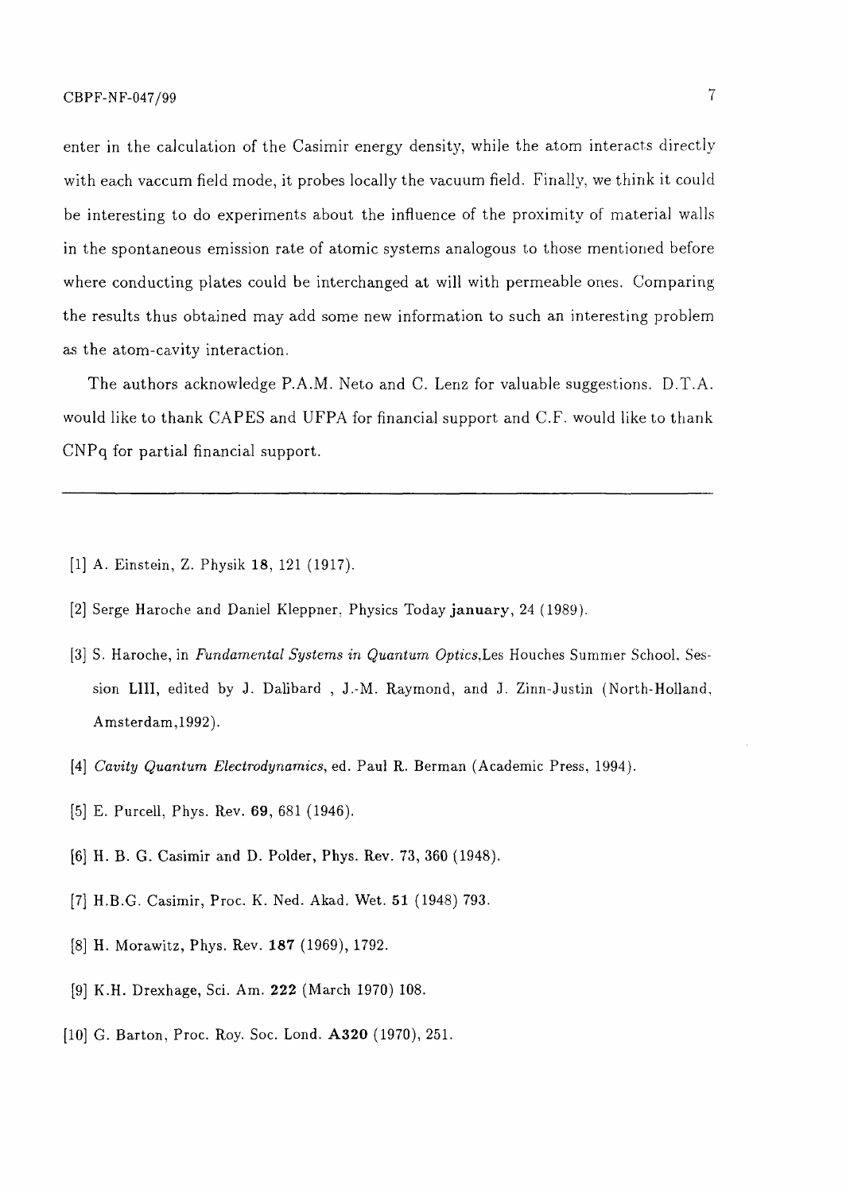enter in the calculation of the Casimir energy density, while the atom interacts directly with each vaccum field mode, it probes locally the vacuum field. Finally, we think it could be interesting to do experiments about the influence of the proximity of material walls in the spontaneous emission rate of atomic systems analogous to those mentioned before where conducting plates could be interchanged at will with permeable ones. Comparing the results thus obtained may add some new information to such an interesting problem as the atom-cavity interaction.

The authors acknowledge P.A.M. Neto and C. Lenz for valuable suggestions. D.T.A. would like to thank CAPES and UFPA for financial support and C.F. would like to thank CNPq for partial financial support.

---

[1] A. Einstein, Z. Physik **18**, 121 (1917).

[2] Serge Haroche and Daniel Kleppner, Physics Today **january**, 24 (1989).

[3] S. Haroche, in *Fundamental Systems in Quantum Optics*,Les Houches Summer School, Session LIII, edited by J. Dalibard , J.-M. Raymond, and J. Zinn-Justin (North-Holland, Amsterdam,1992).

[4] *Cavity Quantum Electrodynamics*, ed. Paul R. Berman (Academic Press, 1994).

[5] E. Purcell, Phys. Rev. **69**, 681 (1946).

[6] H. B. G. Casimir and D. Polder, Phys. Rev. 73, 360 (1948).

[7] H.B.G. Casimir, Proc. K. Ned. Akad. Wet. **51** (1948) 793.

[8] H. Morawitz, Phys. Rev. **187** (1969), 1792.

[9] K.H. Drexhage, Sci. Am. **222** (March 1970) 108.

[10] G. Barton, Proc. Roy. Soc. Lond. **A320** (1970), 251.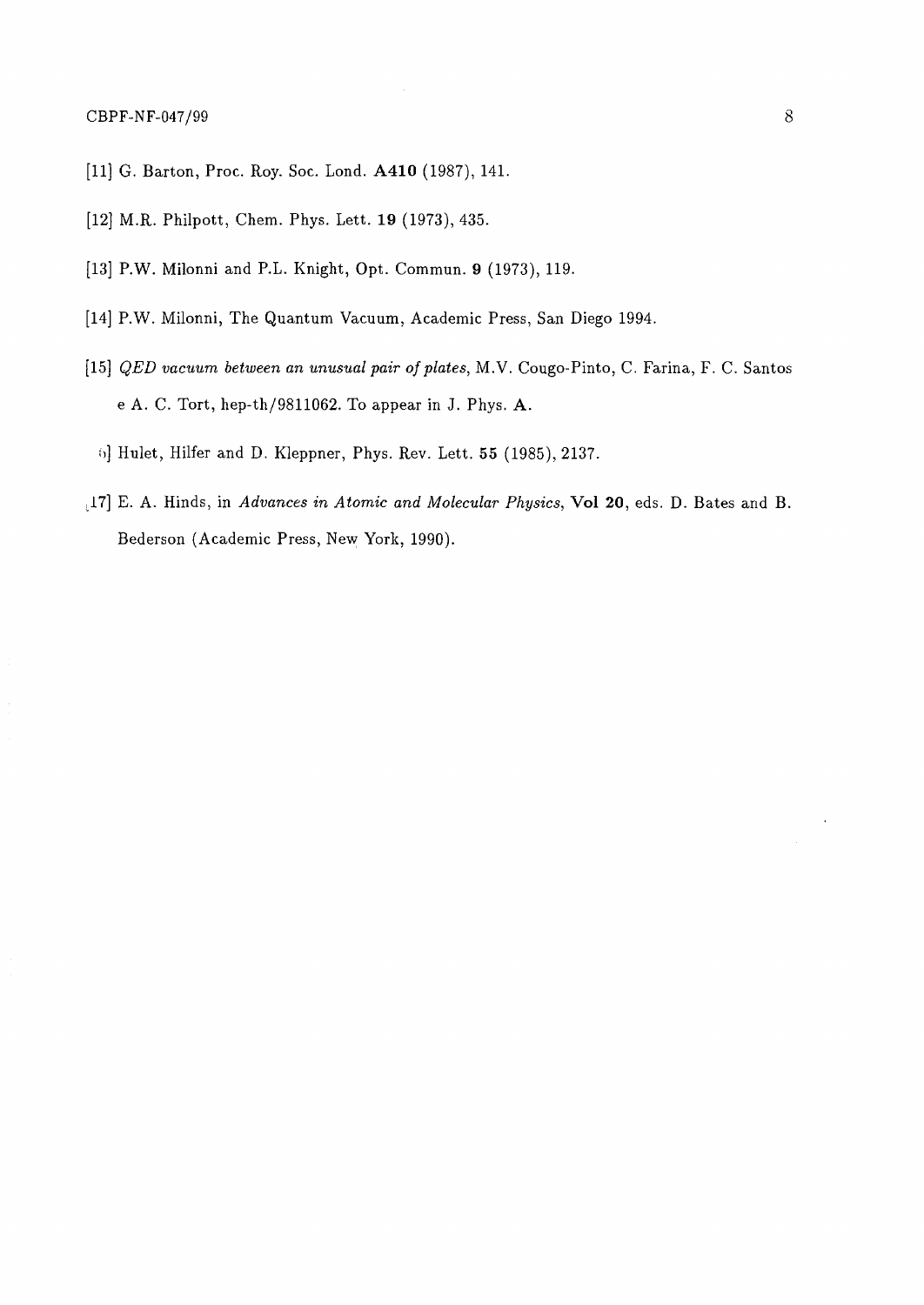[11] G. Barton, Proc. Roy. Soc. Lond. **A410** (1987), 141.

[12] M.R. Philpott, Chem. Phys. Lett. **19** (1973), 435.

[13] P.W. Milonni and P.L. Knight, Opt. Commun. **9** (1973), 119.

[14] P.W. Milonni, The Quantum Vacuum, Academic Press, San Diego 1994.

[15] *QED vacuum between an unusual pair of plates*, M.V. Cougo-Pinto, C. Farina, F. C. Santos e A. C. Tort, hep-th/9811062. To appear in J. Phys. **A**.

[16] Hulet, Hilfer and D. Kleppner, Phys. Rev. Lett. **55** (1985), 2137.

[17] E. A. Hinds, in *Advances in Atomic and Molecular Physics*, **Vol 20**, eds. D. Bates and B. Bederson (Academic Press, New York, 1990).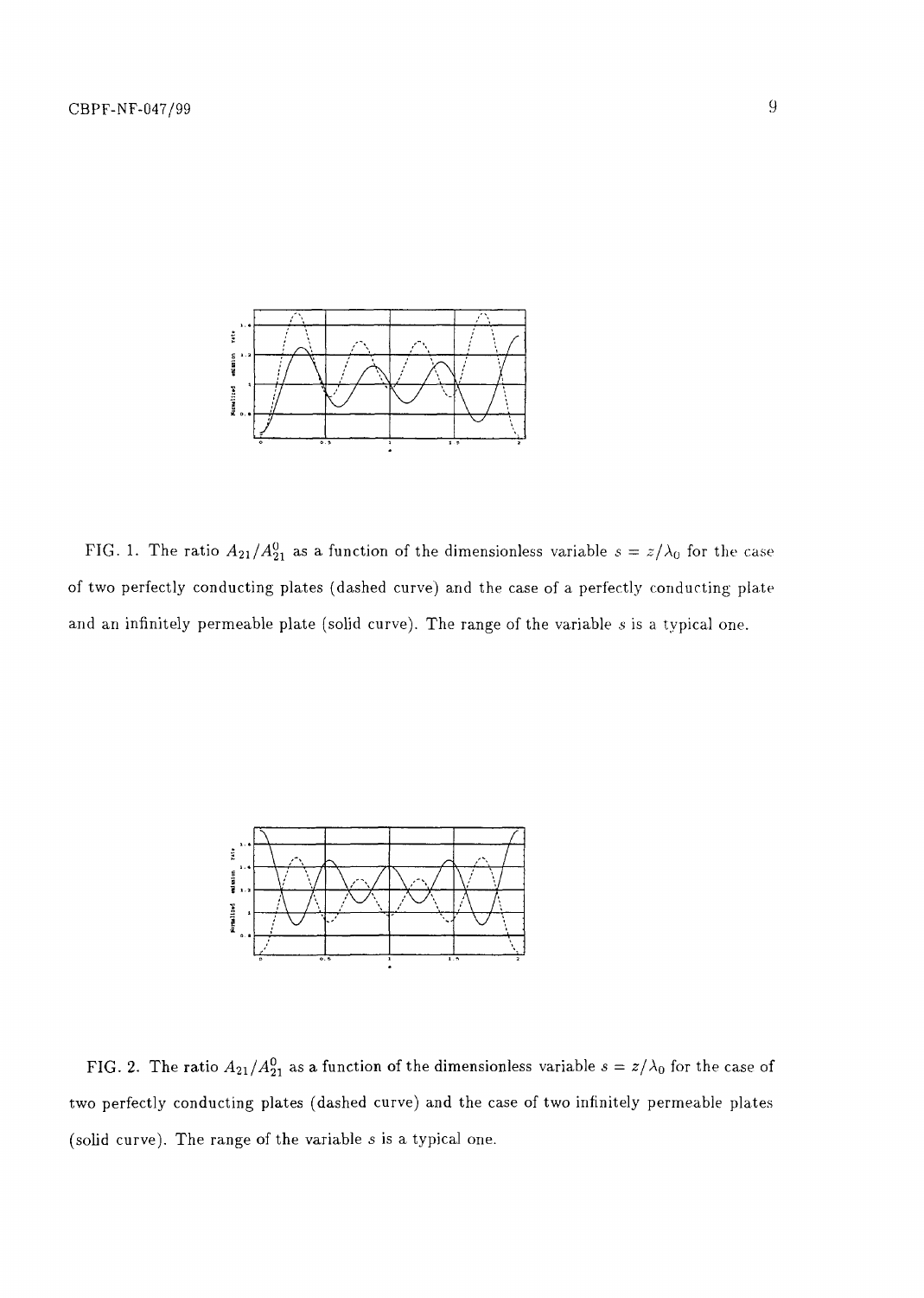FIG. 1. The ratio $A_{21}/A_{21}^{0}$ as a function of the dimensionless variable $s = z/\lambda_0$ for the case of two perfectly conducting plates (dashed curve) and the case of a perfectly conducting plate and an infinitely permeable plate (solid curve). The range of the variable $s$ is a typical one.

FIG. 2. The ratio $A_{21}/A_{21}^{0}$ as a function of the dimensionless variable $s = z/\lambda_0$ for the case of two perfectly conducting plates (dashed curve) and the case of two infinitely permeable plates (solid curve). The range of the variable $s$ is a typical one.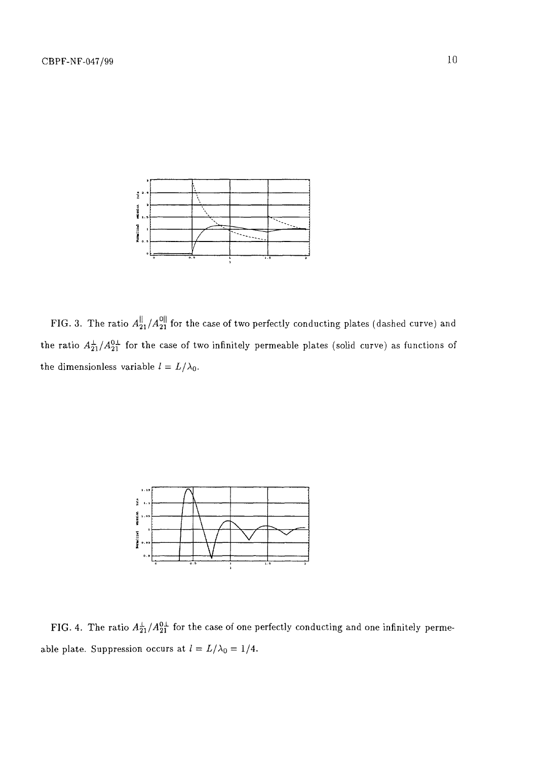FIG. 3. The ratio $A_{21}^{\parallel}/A_{21}^{0\parallel}$ for the case of two perfectly conducting plates (dashed curve) and the ratio $A_{21}^{\perp}/A_{21}^{0\perp}$ for the case of two infinitely permeable plates (solid curve) as functions of the dimensionless variable $l = L/\lambda_0$.

FIG. 4. The ratio $A_{21}^{\perp}/A_{21}^{0\perp}$ for the case of one perfectly conducting and one infinitely permeable plate. Suppression occurs at $l = L/\lambda_0 = 1/4$.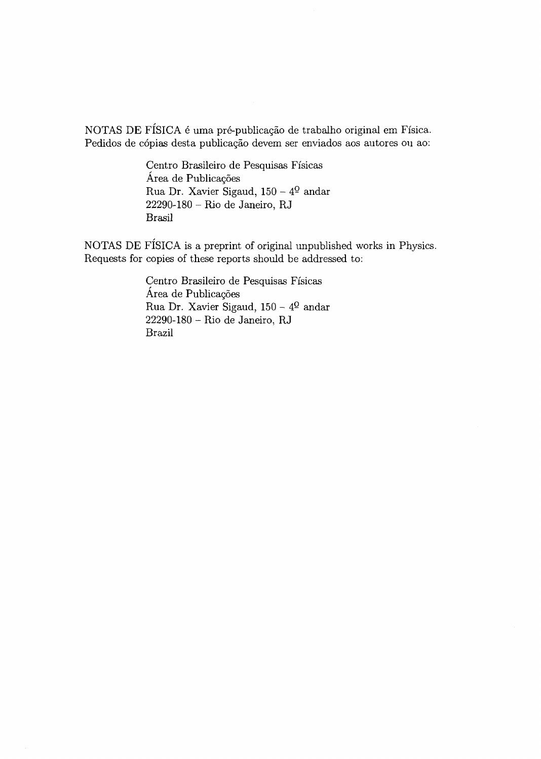NOTAS DE FÍSICA é uma pré-publicação de trabalho original em Física. Pedidos de cópias desta publicação devem ser enviados aos autores ou ao:

Centro Brasileiro de Pesquisas Físicas
Área de Publicações
Rua Dr. Xavier Sigaud, 150 – 4º andar
22290-180 – Rio de Janeiro, RJ
Brasil

NOTAS DE FÍSICA is a preprint of original unpublished works in Physics. Requests for copies of these reports should be addressed to:

Centro Brasileiro de Pesquisas Físicas
Área de Publicações
Rua Dr. Xavier Sigaud, 150 – 4º andar
22290-180 – Rio de Janeiro, RJ
Brazil